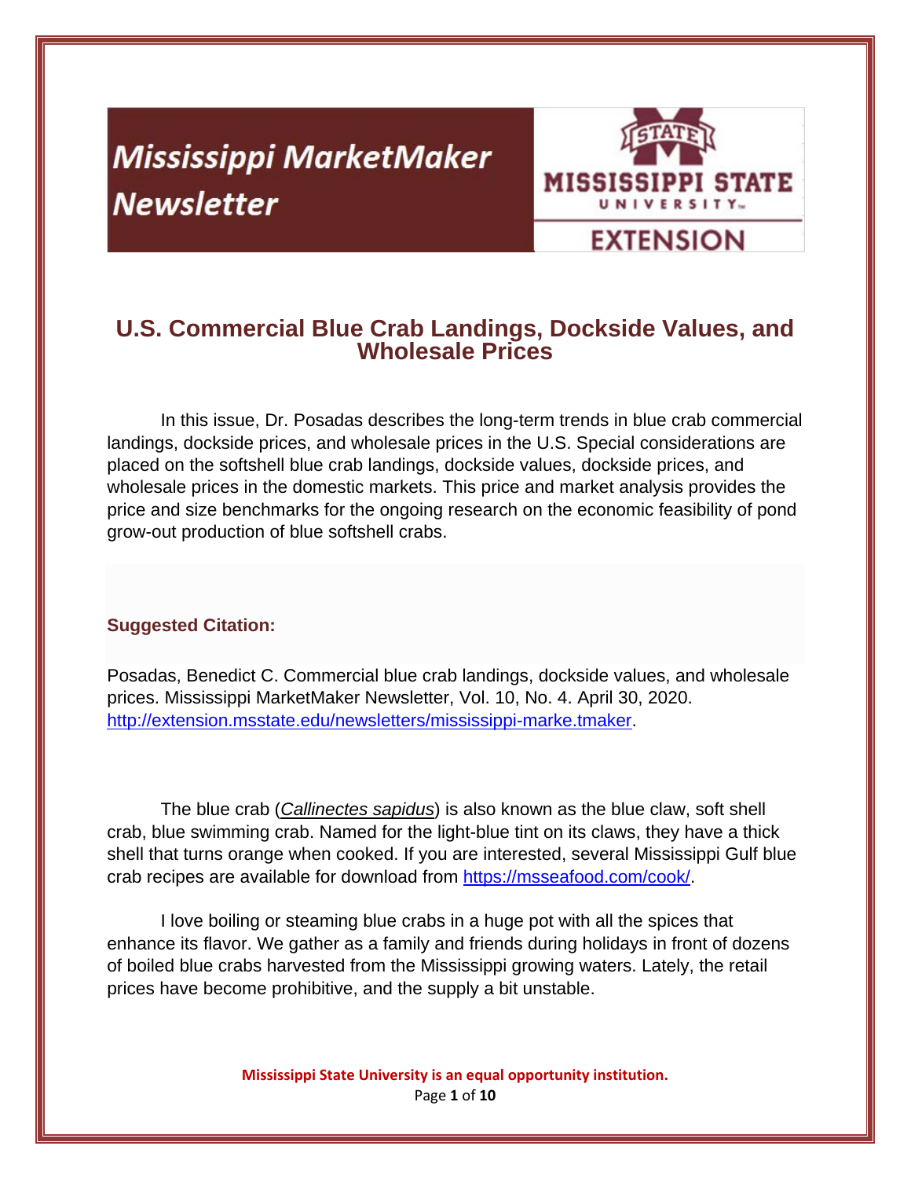# Mississippi MarketMaker Newsletter

MISSISSIPPI STATE UNIVERSITY EXTENSION

## U.S. Commercial Blue Crab Landings, Dockside Values, and Wholesale Prices

In this issue, Dr. Posadas describes the long-term trends in blue crab commercial landings, dockside prices, and wholesale prices in the U.S. Special considerations are placed on the softshell blue crab landings, dockside values, dockside prices, and wholesale prices in the domestic markets. This price and market analysis provides the price and size benchmarks for the ongoing research on the economic feasibility of pond grow-out production of blue softshell crabs.

**Suggested Citation:**

Posadas, Benedict C. Commercial blue crab landings, dockside values, and wholesale prices. Mississippi MarketMaker Newsletter, Vol. 10, No. 4. April 30, 2020. http://extension.msstate.edu/newsletters/mississippi-marke.tmaker.

The blue crab (*Callinectes sapidus*) is also known as the blue claw, soft shell crab, blue swimming crab. Named for the light-blue tint on its claws, they have a thick shell that turns orange when cooked. If you are interested, several Mississippi Gulf blue crab recipes are available for download from https://msseafood.com/cook/.

I love boiling or steaming blue crabs in a huge pot with all the spices that enhance its flavor. We gather as a family and friends during holidays in front of dozens of boiled blue crabs harvested from the Mississippi growing waters. Lately, the retail prices have become prohibitive, and the supply a bit unstable.

**Mississippi State University is an equal opportunity institution.**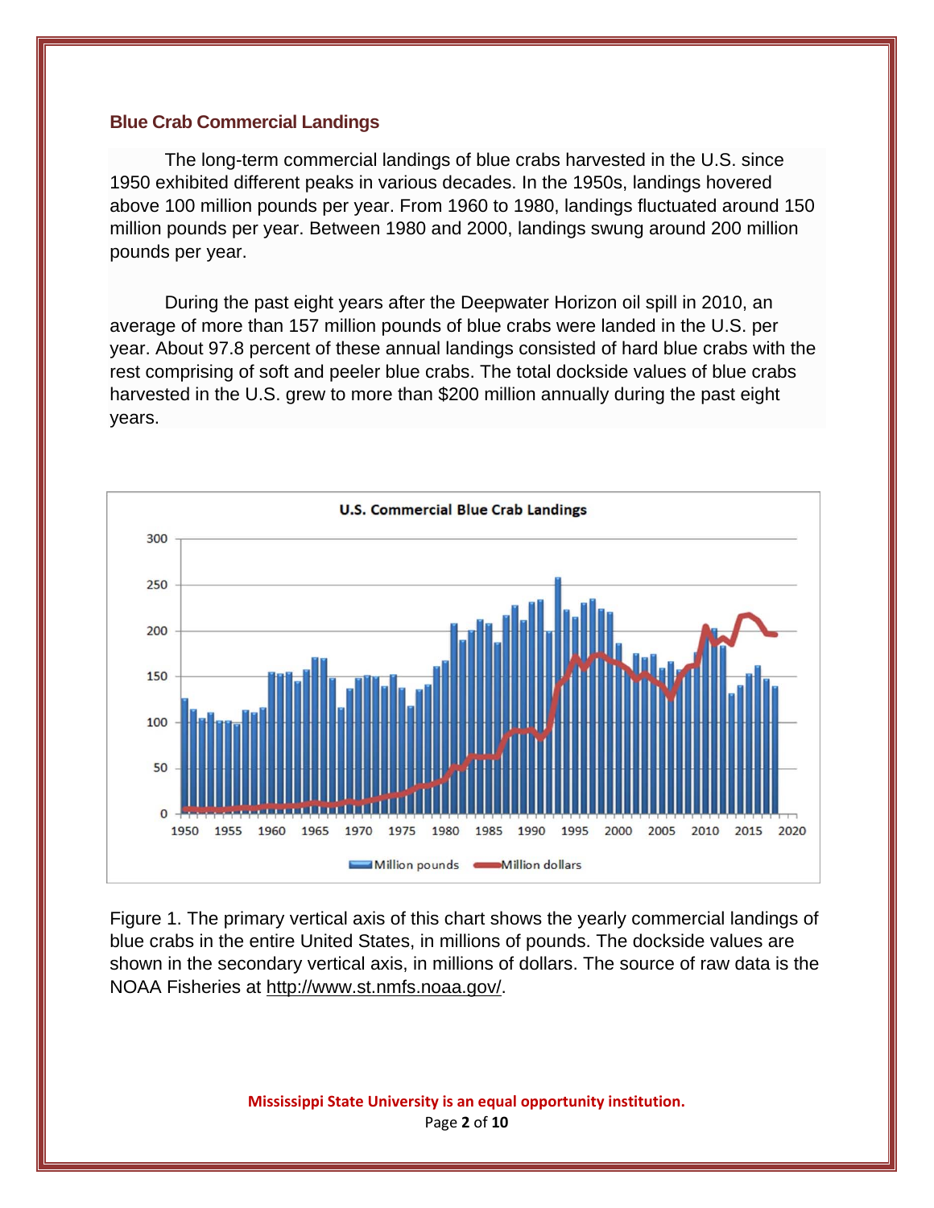## Blue Crab Commercial Landings

The long-term commercial landings of blue crabs harvested in the U.S. since 1950 exhibited different peaks in various decades. In the 1950s, landings hovered above 100 million pounds per year. From 1960 to 1980, landings fluctuated around 150 million pounds per year. Between 1980 and 2000, landings swung around 200 million pounds per year.

During the past eight years after the Deepwater Horizon oil spill in 2010, an average of more than 157 million pounds of blue crabs were landed in the U.S. per year. About 97.8 percent of these annual landings consisted of hard blue crabs with the rest comprising of soft and peeler blue crabs. The total dockside values of blue crabs harvested in the U.S. grew to more than $200 million annually during the past eight years.

Figure 1. The primary vertical axis of this chart shows the yearly commercial landings of blue crabs in the entire United States, in millions of pounds. The dockside values are shown in the secondary vertical axis, in millions of dollars. The source of raw data is the NOAA Fisheries at http://www.st.nmfs.noaa.gov/.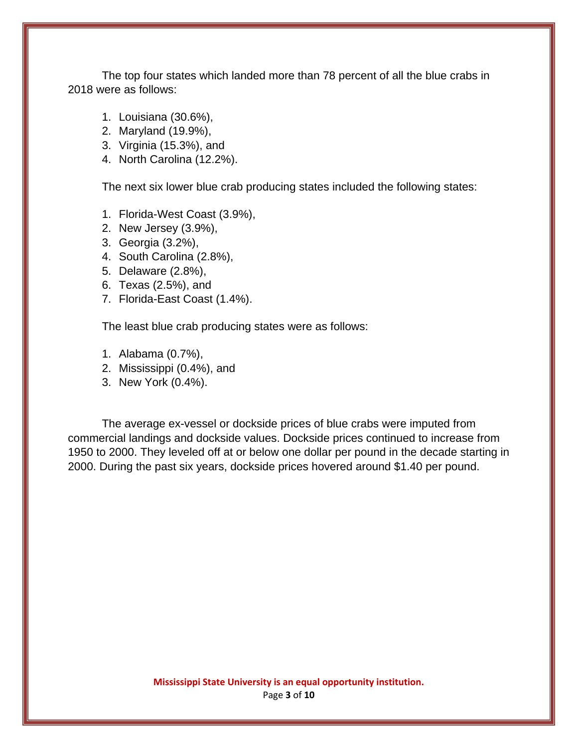The top four states which landed more than 78 percent of all the blue crabs in 2018 were as follows:

1. Louisiana (30.6%),
2. Maryland (19.9%),
3. Virginia (15.3%), and
4. North Carolina (12.2%).

The next six lower blue crab producing states included the following states:

1. Florida-West Coast (3.9%),
2. New Jersey (3.9%),
3. Georgia (3.2%),
4. South Carolina (2.8%),
5. Delaware (2.8%),
6. Texas (2.5%), and
7. Florida-East Coast (1.4%).

The least blue crab producing states were as follows:

1. Alabama (0.7%),
2. Mississippi (0.4%), and
3. New York (0.4%).

The average ex-vessel or dockside prices of blue crabs were imputed from commercial landings and dockside values. Dockside prices continued to increase from 1950 to 2000. They leveled off at or below one dollar per pound in the decade starting in 2000. During the past six years, dockside prices hovered around $1.40 per pound.

**Mississippi State University is an equal opportunity institution.**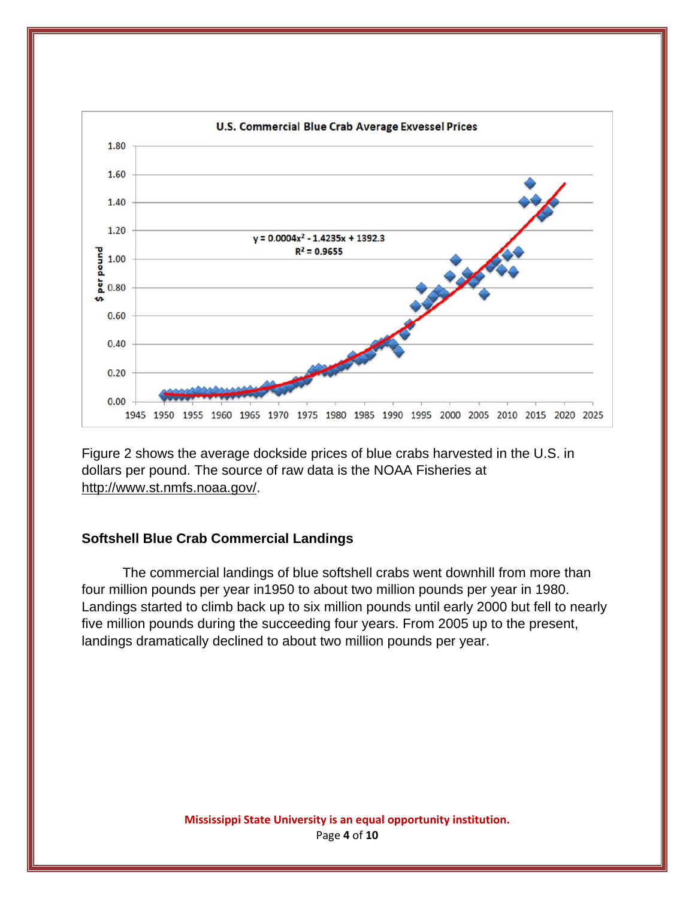Figure 2 shows the average dockside prices of blue crabs harvested in the U.S. in dollars per pound. The source of raw data is the NOAA Fisheries at http://www.st.nmfs.noaa.gov/.

### Softshell Blue Crab Commercial Landings

The commercial landings of blue softshell crabs went downhill from more than four million pounds per year in1950 to about two million pounds per year in 1980. Landings started to climb back up to six million pounds until early 2000 but fell to nearly five million pounds during the succeeding four years. From 2005 up to the present, landings dramatically declined to about two million pounds per year.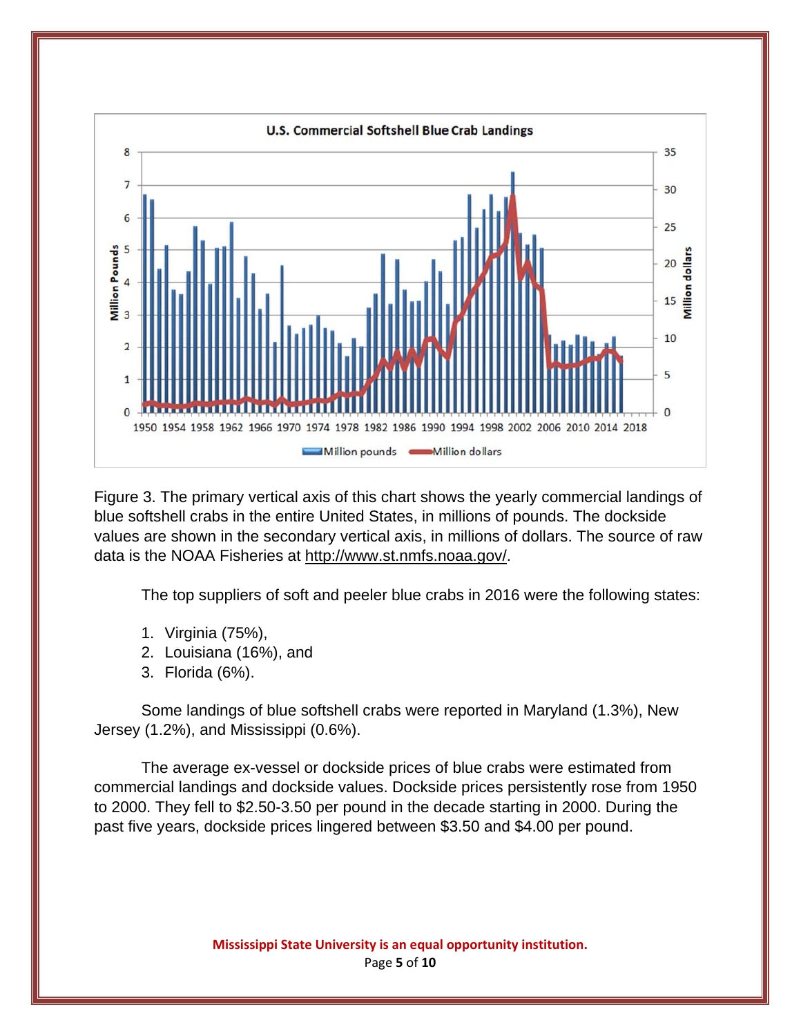Figure 3. The primary vertical axis of this chart shows the yearly commercial landings of blue softshell crabs in the entire United States, in millions of pounds. The dockside values are shown in the secondary vertical axis, in millions of dollars. The source of raw data is the NOAA Fisheries at http://www.st.nmfs.noaa.gov/.

The top suppliers of soft and peeler blue crabs in 2016 were the following states:

1. Virginia (75%),
2. Louisiana (16%), and
3. Florida (6%).

Some landings of blue softshell crabs were reported in Maryland (1.3%), New Jersey (1.2%), and Mississippi (0.6%).

The average ex-vessel or dockside prices of blue crabs were estimated from commercial landings and dockside values. Dockside prices persistently rose from 1950 to 2000. They fell to $2.50-3.50 per pound in the decade starting in 2000. During the past five years, dockside prices lingered between $3.50 and $4.00 per pound.

**Mississippi State University is an equal opportunity institution.**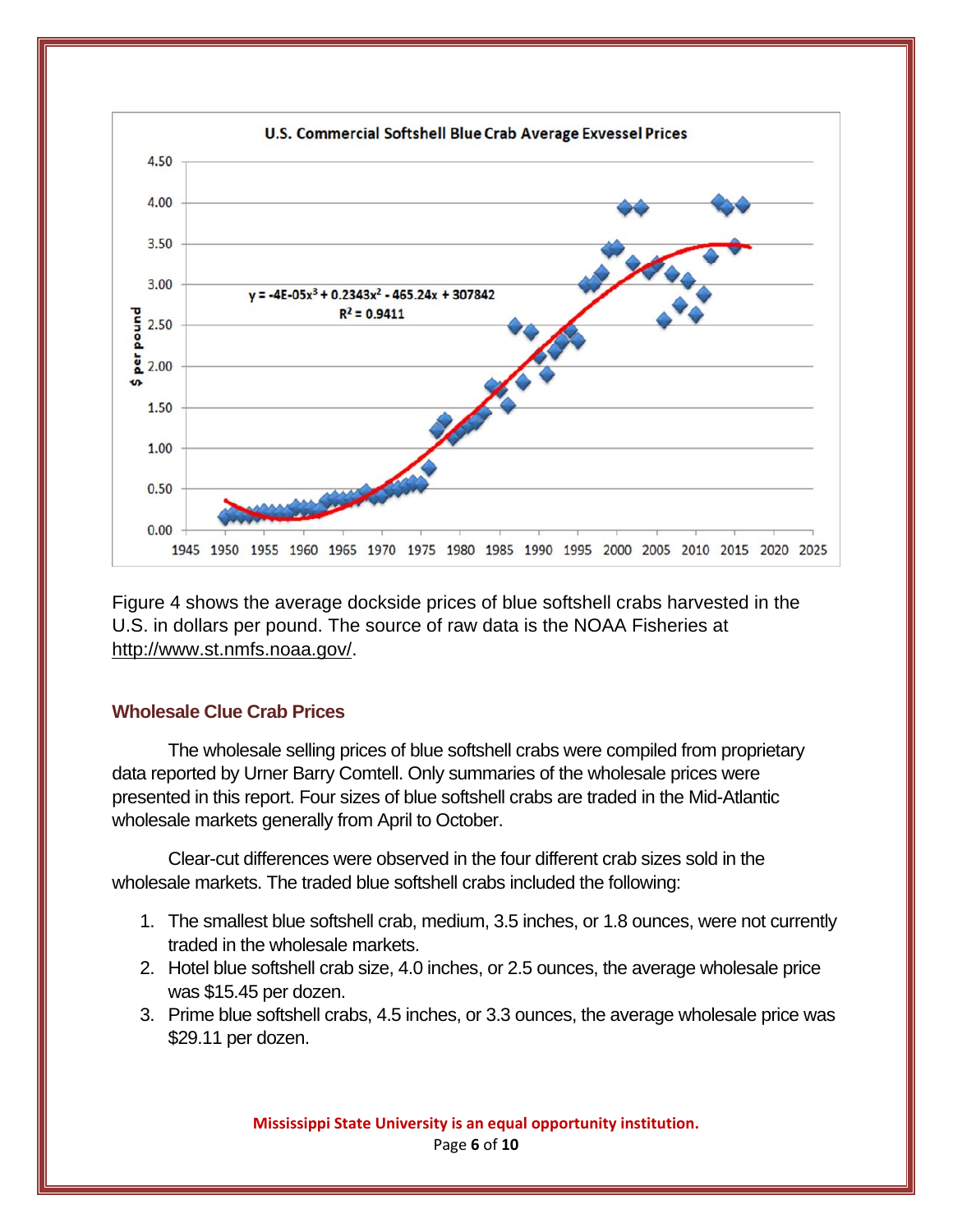Figure 4 shows the average dockside prices of blue softshell crabs harvested in the U.S. in dollars per pound. The source of raw data is the NOAA Fisheries at http://www.st.nmfs.noaa.gov/.

### Wholesale Clue Crab Prices

The wholesale selling prices of blue softshell crabs were compiled from proprietary data reported by Urner Barry Comtell. Only summaries of the wholesale prices were presented in this report. Four sizes of blue softshell crabs are traded in the Mid-Atlantic wholesale markets generally from April to October.

Clear-cut differences were observed in the four different crab sizes sold in the wholesale markets. The traded blue softshell crabs included the following:

1. The smallest blue softshell crab, medium, 3.5 inches, or 1.8 ounces, were not currently traded in the wholesale markets.
2. Hotel blue softshell crab size, 4.0 inches, or 2.5 ounces, the average wholesale price was $15.45 per dozen.
3. Prime blue softshell crabs, 4.5 inches, or 3.3 ounces, the average wholesale price was $29.11 per dozen.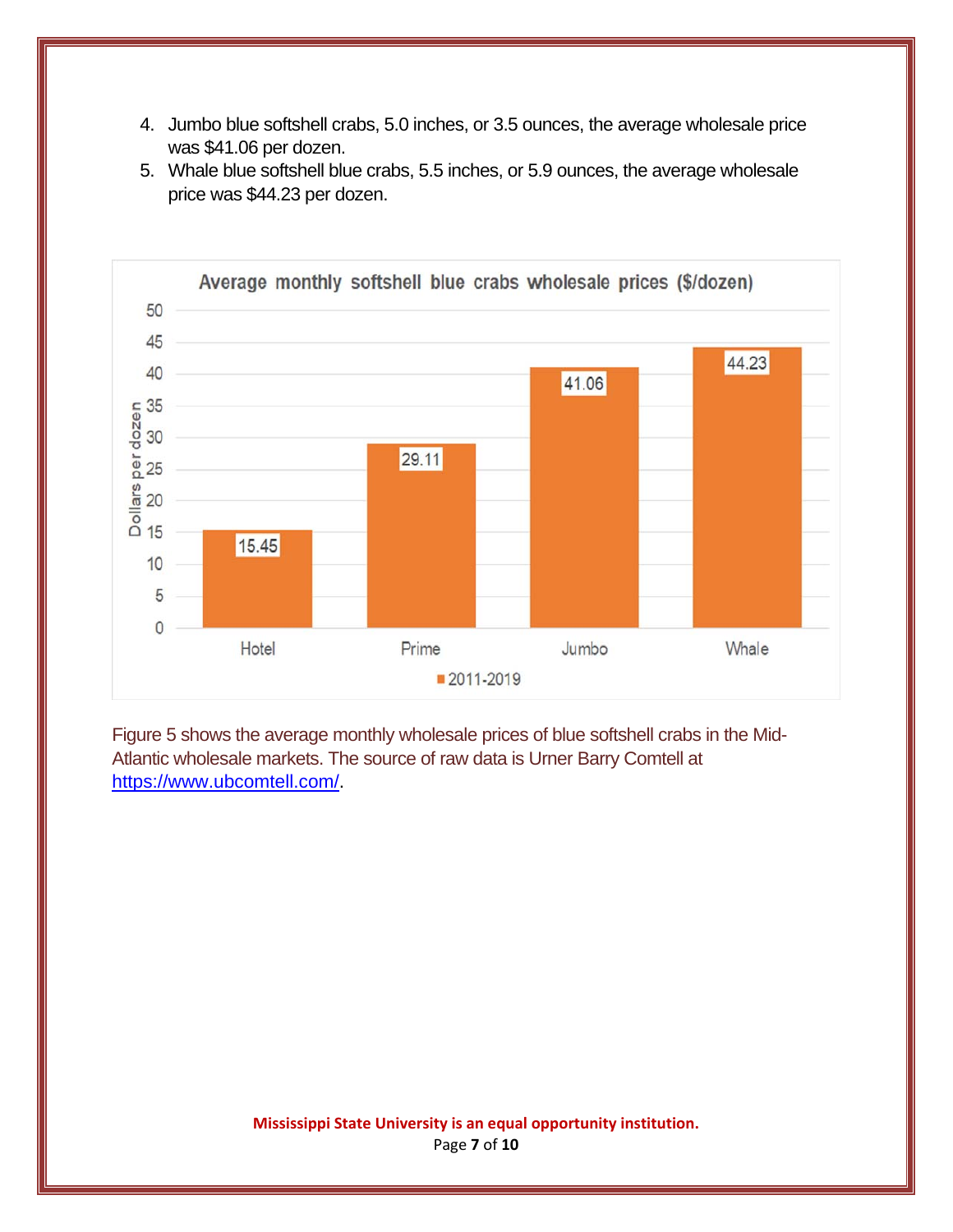4. Jumbo blue softshell crabs, 5.0 inches, or 3.5 ounces, the average wholesale price was $41.06 per dozen.
5. Whale blue softshell blue crabs, 5.5 inches, or 5.9 ounces, the average wholesale price was $44.23 per dozen.

**Average monthly softshell blue crabs wholesale prices ($/dozen)**

| Size | Dollars per dozen (2011-2019) |
| --- | --- |
| Hotel | 15.45 |
| Prime | 29.11 |
| Jumbo | 41.06 |
| Whale | 44.23 |

Figure 5 shows the average monthly wholesale prices of blue softshell crabs in the Mid-Atlantic wholesale markets. The source of raw data is Urner Barry Comtell at https://www.ubcomtell.com/.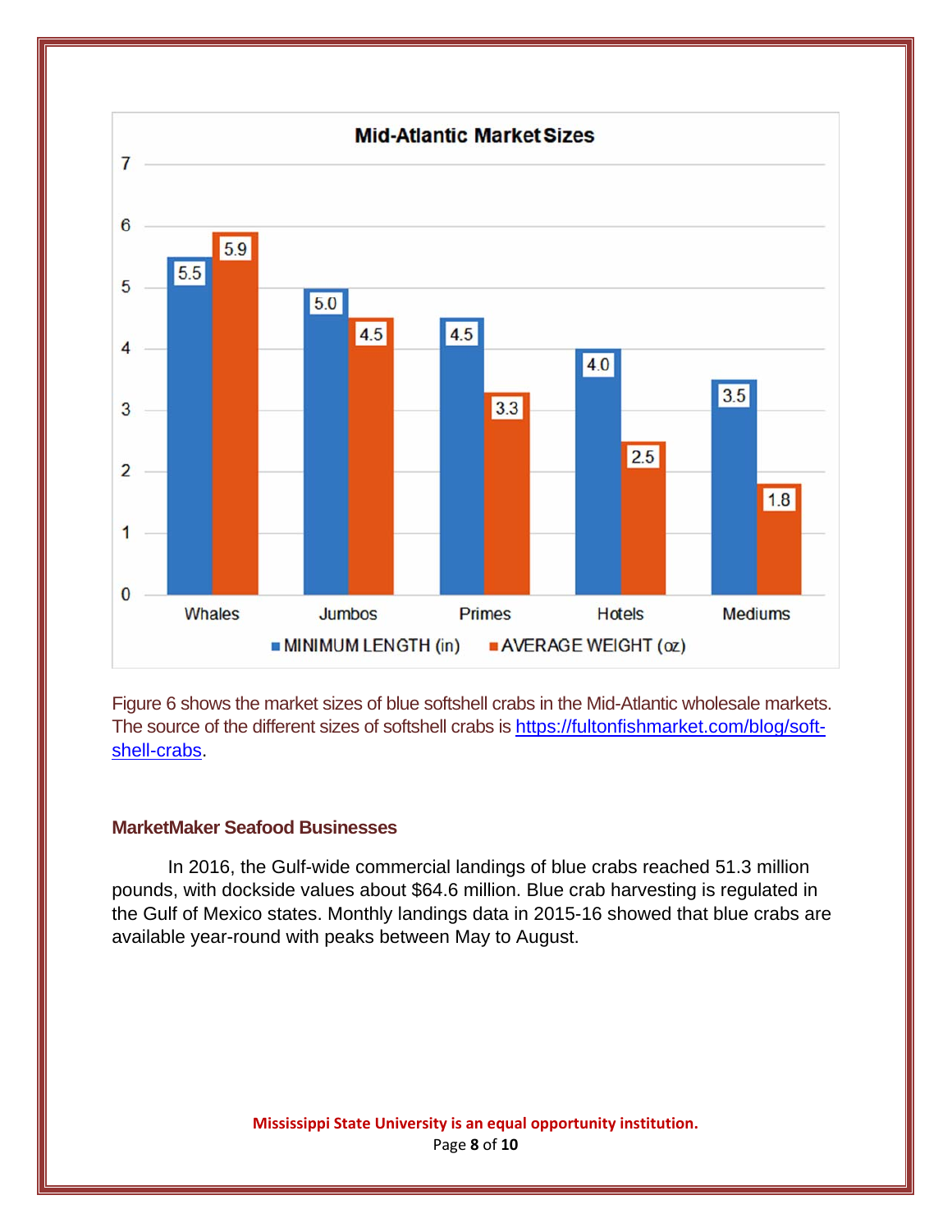**Mid-Atlantic Market Sizes**

| | MINIMUM LENGTH (in) | AVERAGE WEIGHT (oz) |
|---|---|---|
| Whales | 5.5 | 5.9 |
| Jumbos | 5.0 | 4.5 |
| Primes | 4.5 | 3.3 |
| Hotels | 4.0 | 2.5 |
| Mediums | 3.5 | 1.8 |

Figure 6 shows the market sizes of blue softshell crabs in the Mid-Atlantic wholesale markets. The source of the different sizes of softshell crabs is https://fultonfishmarket.com/blog/soft-shell-crabs.

### MarketMaker Seafood Businesses

In 2016, the Gulf-wide commercial landings of blue crabs reached 51.3 million pounds, with dockside values about $64.6 million. Blue crab harvesting is regulated in the Gulf of Mexico states. Monthly landings data in 2015-16 showed that blue crabs are available year-round with peaks between May to August.

**Mississippi State University is an equal opportunity institution.**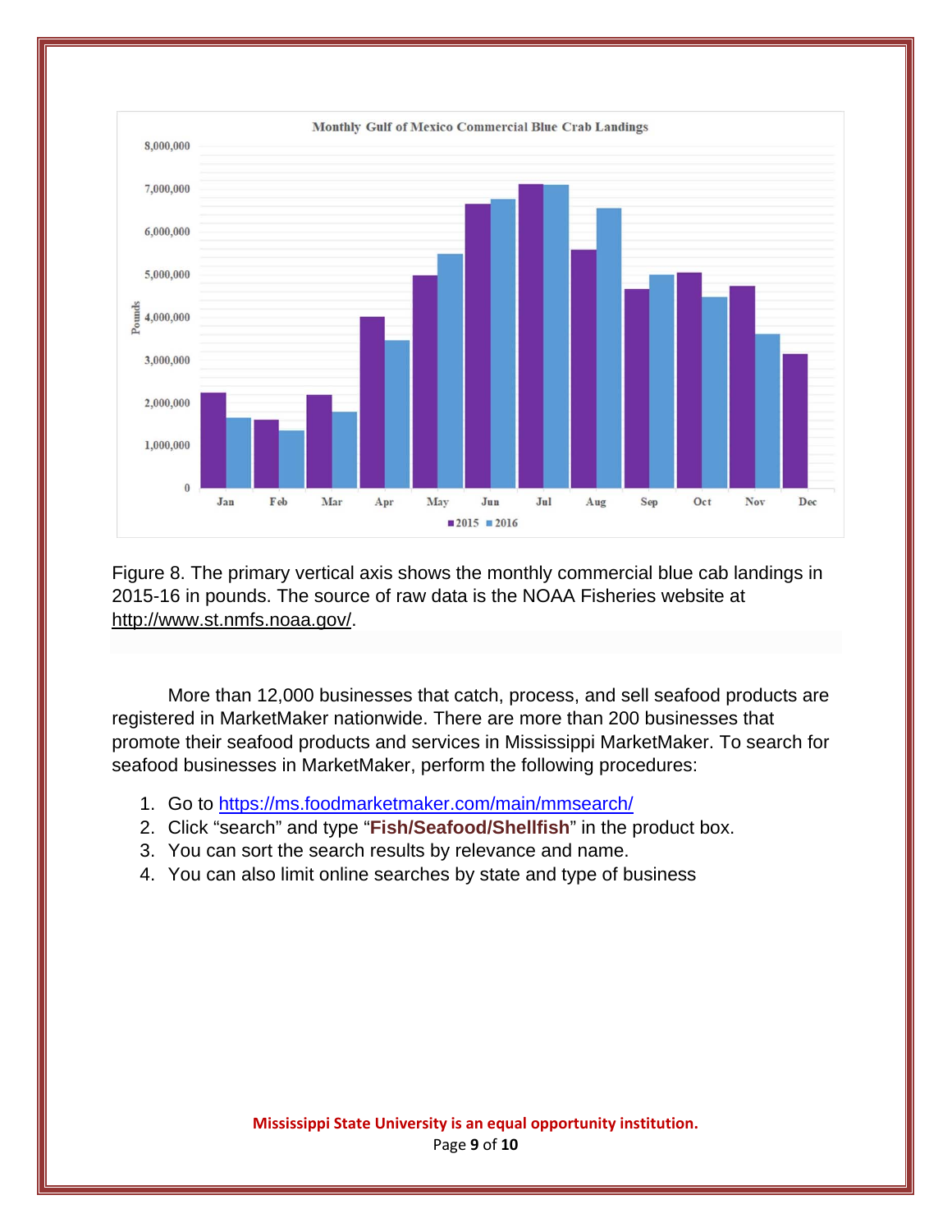Figure 8. The primary vertical axis shows the monthly commercial blue cab landings in 2015-16 in pounds. The source of raw data is the NOAA Fisheries website at http://www.st.nmfs.noaa.gov/.

More than 12,000 businesses that catch, process, and sell seafood products are registered in MarketMaker nationwide. There are more than 200 businesses that promote their seafood products and services in Mississippi MarketMaker. To search for seafood businesses in MarketMaker, perform the following procedures:

1. Go to https://ms.foodmarketmaker.com/main/mmsearch/
2. Click "search" and type "**Fish/Seafood/Shellfish**" in the product box.
3. You can sort the search results by relevance and name.
4. You can also limit online searches by state and type of business

**Mississippi State University is an equal opportunity institution.**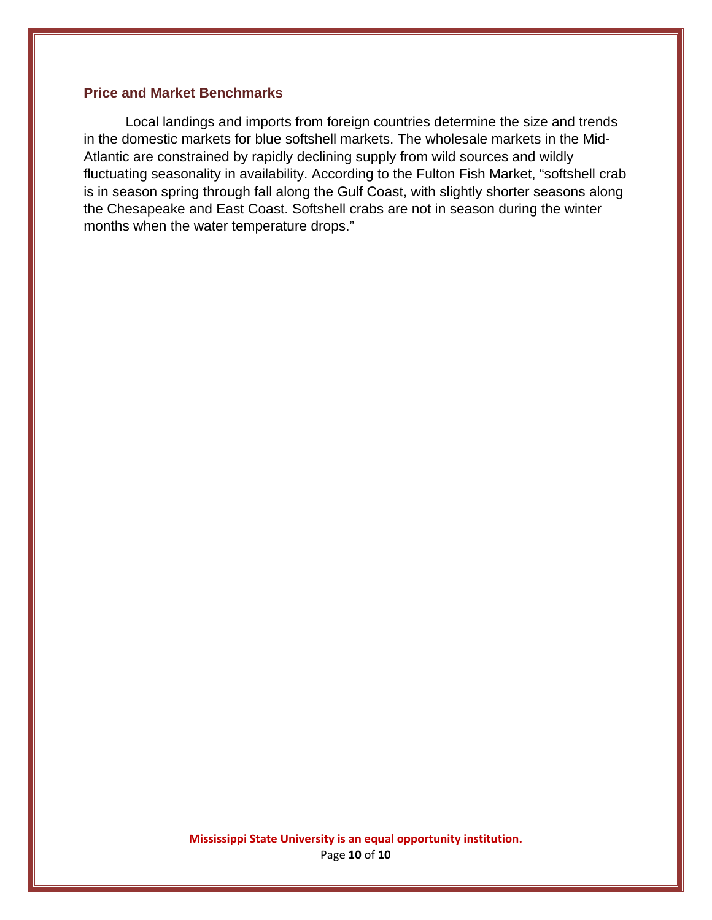## Price and Market Benchmarks

Local landings and imports from foreign countries determine the size and trends in the domestic markets for blue softshell markets. The wholesale markets in the Mid-Atlantic are constrained by rapidly declining supply from wild sources and wildly fluctuating seasonality in availability. According to the Fulton Fish Market, "softshell crab is in season spring through fall along the Gulf Coast, with slightly shorter seasons along the Chesapeake and East Coast. Softshell crabs are not in season during the winter months when the water temperature drops."

**Mississippi State University is an equal opportunity institution.**